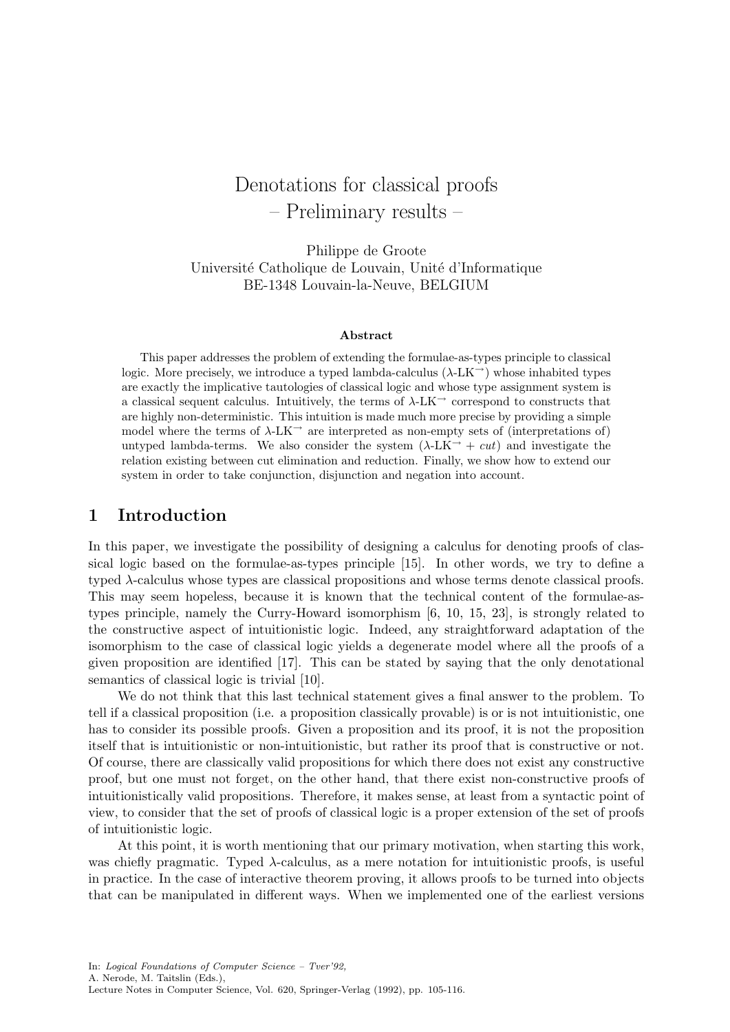# Denotations for classical proofs
## – Preliminary results –

Philippe de Groote
Université Catholique de Louvain, Unité d'Informatique
BE-1348 Louvain-la-Neuve, BELGIUM

### Abstract

This paper addresses the problem of extending the formulae-as-types principle to classical logic. More precisely, we introduce a typed lambda-calculus ($\lambda$-LK$^{\rightarrow}$) whose inhabited types are exactly the implicative tautologies of classical logic and whose type assignment system is a classical sequent calculus. Intuitively, the terms of $\lambda$-LK$^{\rightarrow}$ correspond to constructs that are highly non-deterministic. This intuition is made much more precise by providing a simple model where the terms of $\lambda$-LK$^{\rightarrow}$ are interpreted as non-empty sets of (interpretations of) untyped lambda-terms. We also consider the system ($\lambda$-LK$^{\rightarrow}$ + *cut*) and investigate the relation existing between cut elimination and reduction. Finally, we show how to extend our system in order to take conjunction, disjunction and negation into account.

## 1 Introduction

In this paper, we investigate the possibility of designing a calculus for denoting proofs of classical logic based on the formulae-as-types principle [15]. In other words, we try to define a typed $\lambda$-calculus whose types are classical propositions and whose terms denote classical proofs. This may seem hopeless, because it is known that the technical content of the formulae-as-types principle, namely the Curry-Howard isomorphism [6, 10, 15, 23], is strongly related to the constructive aspect of intuitionistic logic. Indeed, any straightforward adaptation of the isomorphism to the case of classical logic yields a degenerate model where all the proofs of a given proposition are identified [17]. This can be stated by saying that the only denotational semantics of classical logic is trivial [10].

We do not think that this last technical statement gives a final answer to the problem. To tell if a classical proposition (i.e. a proposition classically provable) is or is not intuitionistic, one has to consider its possible proofs. Given a proposition and its proof, it is not the proposition itself that is intuitionistic or non-intuitionistic, but rather its proof that is constructive or not. Of course, there are classically valid propositions for which there does not exist any constructive proof, but one must not forget, on the other hand, that there exist non-constructive proofs of intuitionistically valid propositions. Therefore, it makes sense, at least from a syntactic point of view, to consider that the set of proofs of classical logic is a proper extension of the set of proofs of intuitionistic logic.

At this point, it is worth mentioning that our primary motivation, when starting this work, was chiefly pragmatic. Typed $\lambda$-calculus, as a mere notation for intuitionistic proofs, is useful in practice. In the case of interactive theorem proving, it allows proofs to be turned into objects that can be manipulated in different ways. When we implemented one of the earliest versions

In: *Logical Foundations of Computer Science – Tver'92*,
A. Nerode, M. Taitslin (Eds.),
Lecture Notes in Computer Science, Vol. 620, Springer-Verlag (1992), pp. 105-116.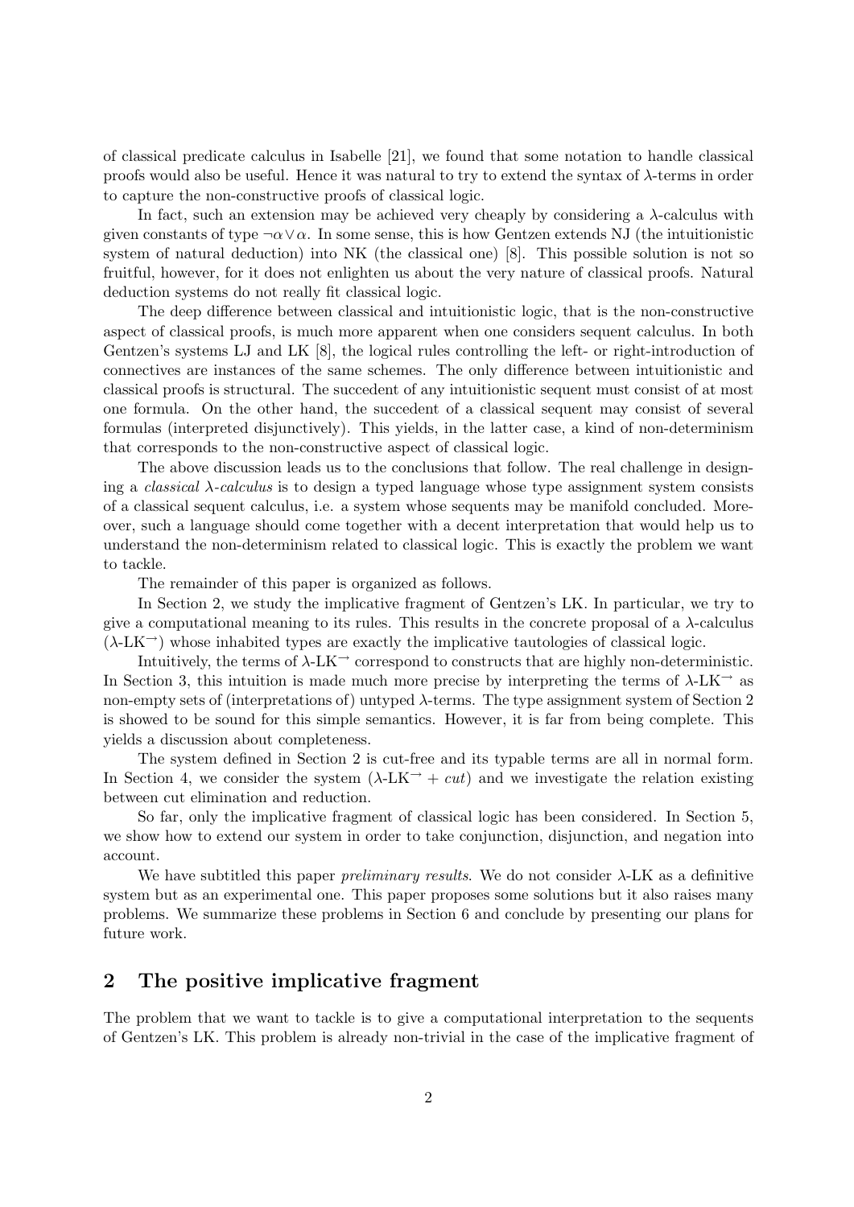of classical predicate calculus in Isabelle [21], we found that some notation to handle classical proofs would also be useful. Hence it was natural to try to extend the syntax of $\lambda$-terms in order to capture the non-constructive proofs of classical logic.

In fact, such an extension may be achieved very cheaply by considering a $\lambda$-calculus with given constants of type $\neg\alpha \vee \alpha$. In some sense, this is how Gentzen extends NJ (the intuitionistic system of natural deduction) into NK (the classical one) [8]. This possible solution is not so fruitful, however, for it does not enlighten us about the very nature of classical proofs. Natural deduction systems do not really fit classical logic.

The deep difference between classical and intuitionistic logic, that is the non-constructive aspect of classical proofs, is much more apparent when one considers sequent calculus. In both Gentzen's systems LJ and LK [8], the logical rules controlling the left- or right-introduction of connectives are instances of the same schemes. The only difference between intuitionistic and classical proofs is structural. The succedent of any intuitionistic sequent must consist of at most one formula. On the other hand, the succedent of a classical sequent may consist of several formulas (interpreted disjunctively). This yields, in the latter case, a kind of non-determinism that corresponds to the non-constructive aspect of classical logic.

The above discussion leads us to the conclusions that follow. The real challenge in designing a *classical $\lambda$-calculus* is to design a typed language whose type assignment system consists of a classical sequent calculus, i.e. a system whose sequents may be manifold concluded. Moreover, such a language should come together with a decent interpretation that would help us to understand the non-determinism related to classical logic. This is exactly the problem we want to tackle.

The remainder of this paper is organized as follows.

In Section 2, we study the implicative fragment of Gentzen's LK. In particular, we try to give a computational meaning to its rules. This results in the concrete proposal of a $\lambda$-calculus ($\lambda$-LK$^{\rightarrow}$) whose inhabited types are exactly the implicative tautologies of classical logic.

Intuitively, the terms of $\lambda$-LK$^{\rightarrow}$ correspond to constructs that are highly non-deterministic. In Section 3, this intuition is made much more precise by interpreting the terms of $\lambda$-LK$^{\rightarrow}$ as non-empty sets of (interpretations of) untyped $\lambda$-terms. The type assignment system of Section 2 is showed to be sound for this simple semantics. However, it is far from being complete. This yields a discussion about completeness.

The system defined in Section 2 is cut-free and its typable terms are all in normal form. In Section 4, we consider the system ($\lambda$-LK$^{\rightarrow}$ + *cut*) and we investigate the relation existing between cut elimination and reduction.

So far, only the implicative fragment of classical logic has been considered. In Section 5, we show how to extend our system in order to take conjunction, disjunction, and negation into account.

We have subtitled this paper *preliminary results*. We do not consider $\lambda$-LK as a definitive system but as an experimental one. This paper proposes some solutions but it also raises many problems. We summarize these problems in Section 6 and conclude by presenting our plans for future work.

## 2 The positive implicative fragment

The problem that we want to tackle is to give a computational interpretation to the sequents of Gentzen's LK. This problem is already non-trivial in the case of the implicative fragment of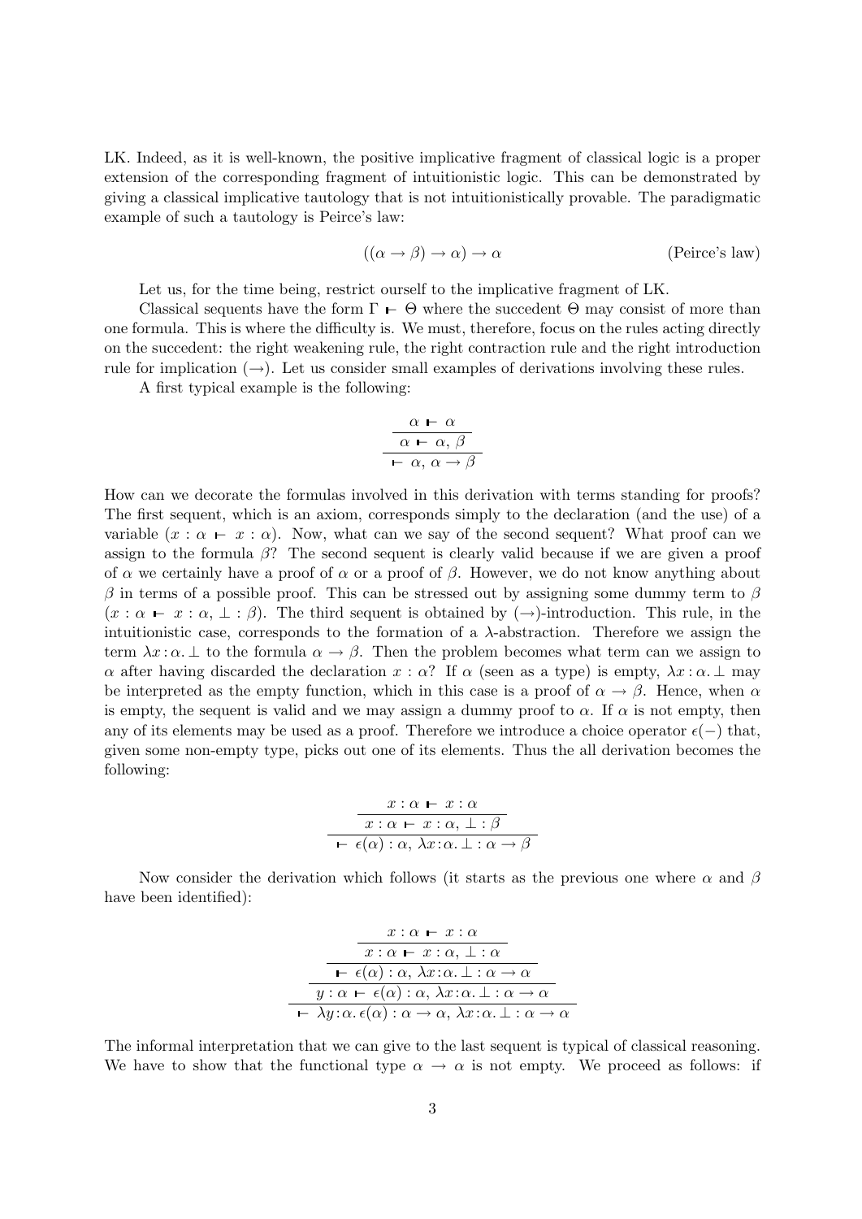LK. Indeed, as it is well-known, the positive implicative fragment of classical logic is a proper extension of the corresponding fragment of intuitionistic logic. This can be demonstrated by giving a classical implicative tautology that is not intuitionistically provable. The paradigmatic example of such a tautology is Peirce's law:

$$((\alpha \to \beta) \to \alpha) \to \alpha \qquad \text{(Peirce's law)}$$

Let us, for the time being, restrict ourself to the implicative fragment of LK.

Classical sequents have the form $\Gamma \vdash \Theta$ where the succedent $\Theta$ may consist of more than one formula. This is where the difficulty is. We must, therefore, focus on the rules acting directly on the succedent: the right weakening rule, the right contraction rule and the right introduction rule for implication ($\to$). Let us consider small examples of derivations involving these rules.

A first typical example is the following:

$$\cfrac{\cfrac{\alpha \vdash \alpha}{\alpha \vdash \alpha,\, \beta}}{\vdash \alpha,\, \alpha \to \beta}$$

How can we decorate the formulas involved in this derivation with terms standing for proofs? The first sequent, which is an axiom, corresponds simply to the declaration (and the use) of a variable ($x : \alpha \vdash x : \alpha$). Now, what can we say of the second sequent? What proof can we assign to the formula $\beta$? The second sequent is clearly valid because if we are given a proof of $\alpha$ we certainly have a proof of $\alpha$ or a proof of $\beta$. However, we do not know anything about $\beta$ in terms of a possible proof. This can be stressed out by assigning some dummy term to $\beta$ ($x : \alpha \vdash x : \alpha, \bot : \beta$). The third sequent is obtained by ($\to$)-introduction. This rule, in the intuitionistic case, corresponds to the formation of a $\lambda$-abstraction. Therefore we assign the term $\lambda x\!:\!\alpha.\bot$ to the formula $\alpha \to \beta$. Then the problem becomes what term can we assign to $\alpha$ after having discarded the declaration $x : \alpha$? If $\alpha$ (seen as a type) is empty, $\lambda x\!:\!\alpha.\bot$ may be interpreted as the empty function, which in this case is a proof of $\alpha \to \beta$. Hence, when $\alpha$ is empty, the sequent is valid and we may assign a dummy proof to $\alpha$. If $\alpha$ is not empty, then any of its elements may be used as a proof. Therefore we introduce a choice operator $\epsilon(-)$ that, given some non-empty type, picks out one of its elements. Thus the all derivation becomes the following:

$$\cfrac{\cfrac{x : \alpha \vdash x : \alpha}{x : \alpha \vdash x : \alpha,\, \bot : \beta}}{\vdash \epsilon(\alpha) : \alpha,\, \lambda x\!:\!\alpha.\bot : \alpha \to \beta}$$

Now consider the derivation which follows (it starts as the previous one where $\alpha$ and $\beta$ have been identified):

$$\cfrac{\cfrac{\cfrac{\cfrac{x : \alpha \vdash x : \alpha}{x : \alpha \vdash x : \alpha,\, \bot : \alpha}}{\vdash \epsilon(\alpha) : \alpha,\, \lambda x\!:\!\alpha.\bot : \alpha \to \alpha}}{y : \alpha \vdash \epsilon(\alpha) : \alpha,\, \lambda x\!:\!\alpha.\bot : \alpha \to \alpha}}{\vdash \lambda y\!:\!\alpha.\,\epsilon(\alpha) : \alpha \to \alpha,\, \lambda x\!:\!\alpha.\bot : \alpha \to \alpha}$$

The informal interpretation that we can give to the last sequent is typical of classical reasoning. We have to show that the functional type $\alpha \to \alpha$ is not empty. We proceed as follows: if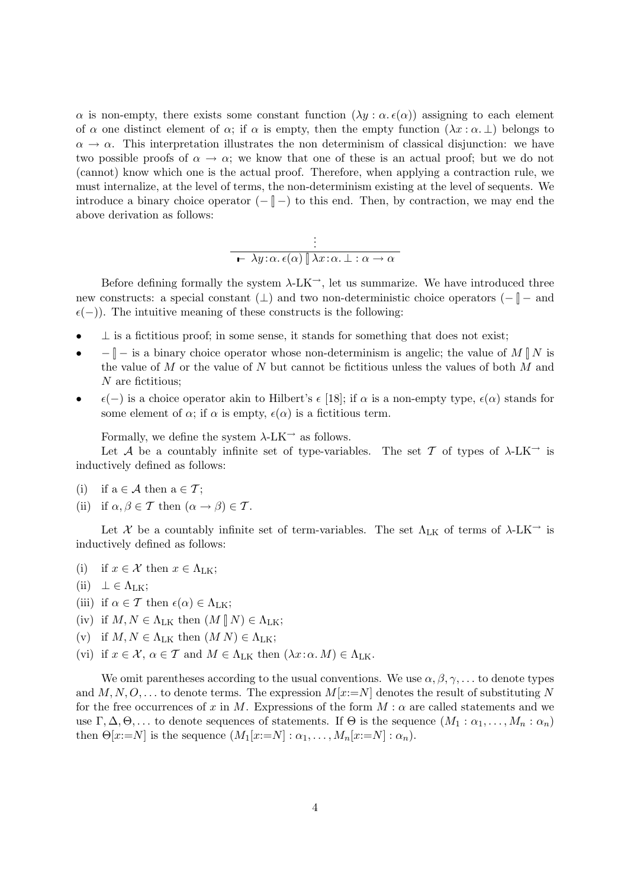$\alpha$ is non-empty, there exists some constant function $(\lambda y : \alpha. \epsilon(\alpha))$ assigning to each element of $\alpha$ one distinct element of $\alpha$; if $\alpha$ is empty, then the empty function $(\lambda x : \alpha. \bot)$ belongs to $\alpha \to \alpha$. This interpretation illustrates the non determinism of classical disjunction: we have two possible proofs of $\alpha \to \alpha$; we know that one of these is an actual proof; but we do not (cannot) know which one is the actual proof. Therefore, when applying a contraction rule, we must internalize, at the level of terms, the non-determinism existing at the level of sequents. We introduce a binary choice operator $(- \,[\!]\, -)$ to this end. Then, by contraction, we may end the above derivation as follows:

$$\frac{\vdots}{\vdash \lambda y{:}\alpha.\, \epsilon(\alpha) \,[\!]\, \lambda x{:}\alpha.\, \bot : \alpha \to \alpha}$$

Before defining formally the system $\lambda$-LK$^{\to}$, let us summarize. We have introduced three new constructs: a special constant $(\bot)$ and two non-deterministic choice operators $(- \,[\!]\, -$ and $\epsilon(-))$. The intuitive meaning of these constructs is the following:

- $\bot$ is a fictitious proof; in some sense, it stands for something that does not exist;
- $- \,[\!]\, -$ is a binary choice operator whose non-determinism is angelic; the value of $M \,[\!]\, N$ is the value of $M$ or the value of $N$ but cannot be fictitious unless the values of both $M$ and $N$ are fictitious;
- $\epsilon(-)$ is a choice operator akin to Hilbert's $\epsilon$ [18]; if $\alpha$ is a non-empty type, $\epsilon(\alpha)$ stands for some element of $\alpha$; if $\alpha$ is empty, $\epsilon(\alpha)$ is a fictitious term.

Formally, we define the system $\lambda$-LK$^{\to}$ as follows.

Let $\mathcal{A}$ be a countably infinite set of type-variables. The set $\mathcal{T}$ of types of $\lambda$-LK$^{\to}$ is inductively defined as follows:

(i) if $\mathrm{a} \in \mathcal{A}$ then $\mathrm{a} \in \mathcal{T}$;

(ii) if $\alpha, \beta \in \mathcal{T}$ then $(\alpha \to \beta) \in \mathcal{T}$.

Let $\mathcal{X}$ be a countably infinite set of term-variables. The set $\Lambda_{\mathrm{LK}}$ of terms of $\lambda$-LK$^{\to}$ is inductively defined as follows:

(i) if $x \in \mathcal{X}$ then $x \in \Lambda_{\mathrm{LK}}$;

(ii) $\bot \in \Lambda_{\mathrm{LK}}$;

(iii) if $\alpha \in \mathcal{T}$ then $\epsilon(\alpha) \in \Lambda_{\mathrm{LK}}$;

(iv) if $M, N \in \Lambda_{\mathrm{LK}}$ then $(M \,[\!]\, N) \in \Lambda_{\mathrm{LK}}$;

(v) if $M, N \in \Lambda_{\mathrm{LK}}$ then $(M\, N) \in \Lambda_{\mathrm{LK}}$;

(vi) if $x \in \mathcal{X}$, $\alpha \in \mathcal{T}$ and $M \in \Lambda_{\mathrm{LK}}$ then $(\lambda x{:}\alpha.\, M) \in \Lambda_{\mathrm{LK}}$.

We omit parentheses according to the usual conventions. We use $\alpha, \beta, \gamma, \ldots$ to denote types and $M, N, O, \ldots$ to denote terms. The expression $M[x{:=}N]$ denotes the result of substituting $N$ for the free occurrences of $x$ in $M$. Expressions of the form $M : \alpha$ are called statements and we use $\Gamma, \Delta, \Theta, \ldots$ to denote sequences of statements. If $\Theta$ is the sequence $(M_1 : \alpha_1, \ldots, M_n : \alpha_n)$ then $\Theta[x{:=}N]$ is the sequence $(M_1[x{:=}N] : \alpha_1, \ldots, M_n[x{:=}N] : \alpha_n)$.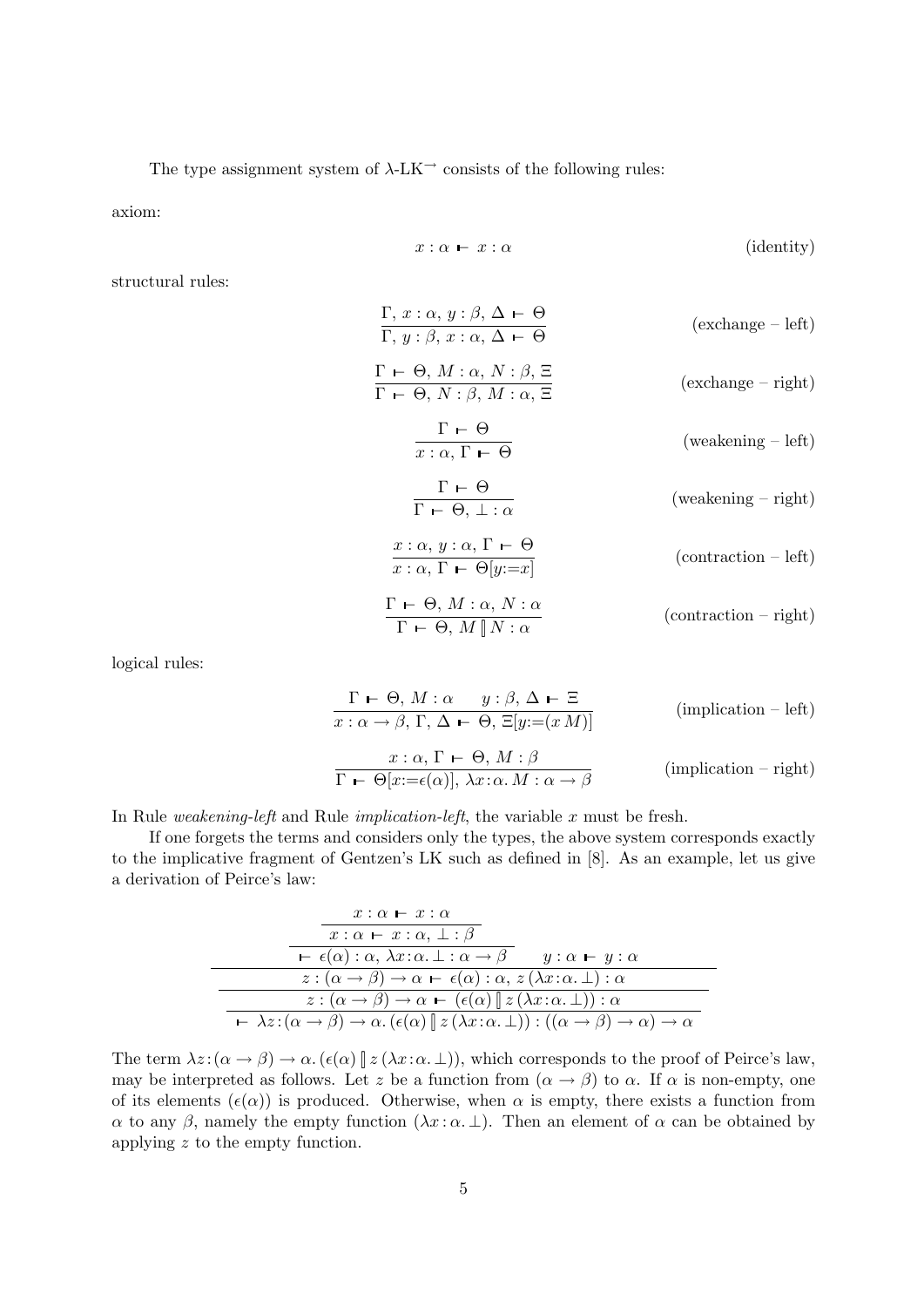The type assignment system of $\lambda$-LK$^{\rightarrow}$ consists of the following rules:

axiom:

$$x : \alpha \vdash x : \alpha \qquad \text{(identity)}$$

structural rules:

$$\frac{\Gamma,\, x : \alpha,\, y : \beta,\, \Delta \vdash \Theta}{\Gamma,\, y : \beta,\, x : \alpha,\, \Delta \vdash \Theta} \qquad \text{(exchange – left)}$$

$$\frac{\Gamma \vdash \Theta,\, M : \alpha,\, N : \beta,\, \Xi}{\Gamma \vdash \Theta,\, N : \beta,\, M : \alpha,\, \Xi} \qquad \text{(exchange – right)}$$

$$\frac{\Gamma \vdash \Theta}{x : \alpha,\, \Gamma \vdash \Theta} \qquad \text{(weakening – left)}$$

$$\frac{\Gamma \vdash \Theta}{\Gamma \vdash \Theta,\, \bot : \alpha} \qquad \text{(weakening – right)}$$

$$\frac{x : \alpha,\, y : \alpha,\, \Gamma \vdash \Theta}{x : \alpha,\, \Gamma \vdash \Theta[y{:=}x]} \qquad \text{(contraction – left)}$$

$$\frac{\Gamma \vdash \Theta,\, M : \alpha,\, N : \alpha}{\Gamma \vdash \Theta,\, M \,[\!]\, N : \alpha} \qquad \text{(contraction – right)}$$

logical rules:

$$\frac{\Gamma \vdash \Theta,\, M : \alpha \qquad y : \beta,\, \Delta \vdash \Xi}{x : \alpha \rightarrow \beta,\, \Gamma,\, \Delta \vdash \Theta,\, \Xi[y{:=}(x\, M)]} \qquad \text{(implication – left)}$$

$$\frac{x : \alpha,\, \Gamma \vdash \Theta,\, M : \beta}{\Gamma \vdash \Theta[x{:=}\epsilon(\alpha)],\, \lambda x{:}\alpha.\, M : \alpha \rightarrow \beta} \qquad \text{(implication – right)}$$

In Rule *weakening-left* and Rule *implication-left*, the variable $x$ must be fresh.

If one forgets the terms and considers only the types, the above system corresponds exactly to the implicative fragment of Gentzen's LK such as defined in [8]. As an example, let us give a derivation of Peirce's law:

$$\dfrac{\dfrac{\dfrac{\dfrac{\dfrac{x : \alpha \vdash x : \alpha}{x : \alpha \vdash x : \alpha,\, \bot : \beta}}{\vdash \epsilon(\alpha) : \alpha,\, \lambda x{:}\alpha.\, \bot : \alpha \rightarrow \beta} \qquad y : \alpha \vdash y : \alpha}{z : (\alpha \rightarrow \beta) \rightarrow \alpha \vdash \epsilon(\alpha) : \alpha,\, z\,(\lambda x{:}\alpha.\, \bot) : \alpha}}{z : (\alpha \rightarrow \beta) \rightarrow \alpha \vdash (\epsilon(\alpha) \,[\!]\, z\,(\lambda x{:}\alpha.\, \bot)) : \alpha}}{\vdash \lambda z{:}(\alpha \rightarrow \beta) \rightarrow \alpha.\, (\epsilon(\alpha) \,[\!]\, z\,(\lambda x{:}\alpha.\, \bot)) : ((\alpha \rightarrow \beta) \rightarrow \alpha) \rightarrow \alpha}$$

The term $\lambda z{:}(\alpha \rightarrow \beta) \rightarrow \alpha.\, (\epsilon(\alpha) \,[\!]\, z\,(\lambda x{:}\alpha.\, \bot))$, which corresponds to the proof of Peirce's law, may be interpreted as follows. Let $z$ be a function from $(\alpha \rightarrow \beta)$ to $\alpha$. If $\alpha$ is non-empty, one of its elements ($\epsilon(\alpha)$) is produced. Otherwise, when $\alpha$ is empty, there exists a function from $\alpha$ to any $\beta$, namely the empty function ($\lambda x : \alpha.\, \bot$). Then an element of $\alpha$ can be obtained by applying $z$ to the empty function.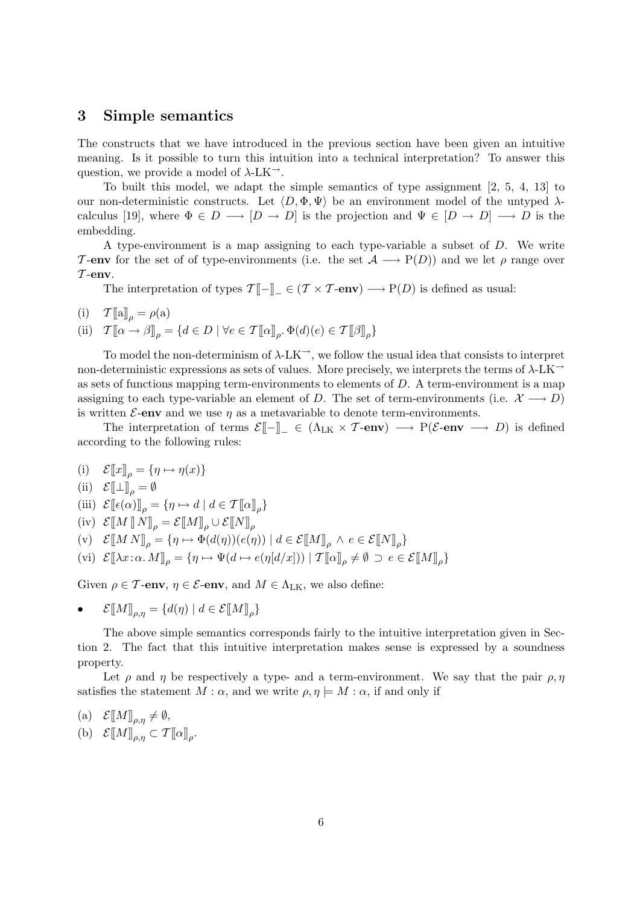## 3 Simple semantics

The constructs that we have introduced in the previous section have been given an intuitive meaning. Is it possible to turn this intuition into a technical interpretation? To answer this question, we provide a model of $\lambda$-LK$^{\rightarrow}$.

To built this model, we adapt the simple semantics of type assignment [2, 5, 4, 13] to our non-deterministic constructs. Let $\langle D, \Phi, \Psi \rangle$ be an environment model of the untyped $\lambda$-calculus [19], where $\Phi \in D \longrightarrow [D \rightarrow D]$ is the projection and $\Psi \in [D \rightarrow D] \longrightarrow D$ is the embedding.

A type-environment is a map assigning to each type-variable a subset of $D$. We write $\mathcal{T}$-**env** for the set of of type-environments (i.e. the set $\mathcal{A} \longrightarrow \mathrm{P}(D)$) and we let $\rho$ range over $\mathcal{T}$-**env**.

The interpretation of types $\mathcal{T}[\![-]\!]_{\_} \in (\mathcal{T} \times \mathcal{T}\text{-}\mathbf{env}) \longrightarrow \mathrm{P}(D)$ is defined as usual:

(i) $\mathcal{T}[\![\mathrm{a}]\!]_{\rho} = \rho(\mathrm{a})$

(ii) $\mathcal{T}[\![\alpha \rightarrow \beta]\!]_{\rho} = \{d \in D \mid \forall e \in \mathcal{T}[\![\alpha]\!]_{\rho}.\ \Phi(d)(e) \in \mathcal{T}[\![\beta]\!]_{\rho}\}$

To model the non-determinism of $\lambda$-LK$^{\rightarrow}$, we follow the usual idea that consists to interpret non-deterministic expressions as sets of values. More precisely, we interprets the terms of $\lambda$-LK$^{\rightarrow}$ as sets of functions mapping term-environments to elements of $D$. A term-environment is a map assigning to each type-variable an element of $D$. The set of term-environments (i.e. $\mathcal{X} \longrightarrow D$) is written $\mathcal{E}$-**env** and we use $\eta$ as a metavariable to denote term-environments.

The interpretation of terms $\mathcal{E}[\![-]\!]_{\_} \in (\Lambda_{\mathrm{LK}} \times \mathcal{T}\text{-}\mathbf{env}) \longrightarrow \mathrm{P}(\mathcal{E}\text{-}\mathbf{env} \longrightarrow D)$ is defined according to the following rules:

(i) $\mathcal{E}[\![x]\!]_{\rho} = \{\eta \mapsto \eta(x)\}$

(ii) $\mathcal{E}[\![\bot]\!]_{\rho} = \emptyset$

(iii) $\mathcal{E}[\![\epsilon(\alpha)]\!]_{\rho} = \{\eta \mapsto d \mid d \in \mathcal{T}[\![\alpha]\!]_{\rho}\}$

(iv) $\mathcal{E}[\![M \,[\!]\, N]\!]_{\rho} = \mathcal{E}[\![M]\!]_{\rho} \cup \mathcal{E}[\![N]\!]_{\rho}$

(v) $\mathcal{E}[\![M\,N]\!]_{\rho} = \{\eta \mapsto \Phi(d(\eta))(e(\eta)) \mid d \in \mathcal{E}[\![M]\!]_{\rho} \wedge e \in \mathcal{E}[\![N]\!]_{\rho}\}$

(vi) $\mathcal{E}[\![\lambda x\!:\!\alpha.\,M]\!]_{\rho} = \{\eta \mapsto \Psi(d \mapsto e(\eta[d/x])) \mid \mathcal{T}[\![\alpha]\!]_{\rho} \neq \emptyset \supset e \in \mathcal{E}[\![M]\!]_{\rho}\}$

Given $\rho \in \mathcal{T}$-**env**, $\eta \in \mathcal{E}$-**env**, and $M \in \Lambda_{\mathrm{LK}}$, we also define:

- $\mathcal{E}[\![M]\!]_{\rho,\eta} = \{d(\eta) \mid d \in \mathcal{E}[\![M]\!]_{\rho}\}$

The above simple semantics corresponds fairly to the intuitive interpretation given in Section 2. The fact that this intuitive interpretation makes sense is expressed by a soundness property.

Let $\rho$ and $\eta$ be respectively a type- and a term-environment. We say that the pair $\rho, \eta$ satisfies the statement $M : \alpha$, and we write $\rho, \eta \models M : \alpha$, if and only if

(a) $\mathcal{E}[\![M]\!]_{\rho,\eta} \neq \emptyset$,

(b) $\mathcal{E}[\![M]\!]_{\rho,\eta} \subset \mathcal{T}[\![\alpha]\!]_{\rho}$.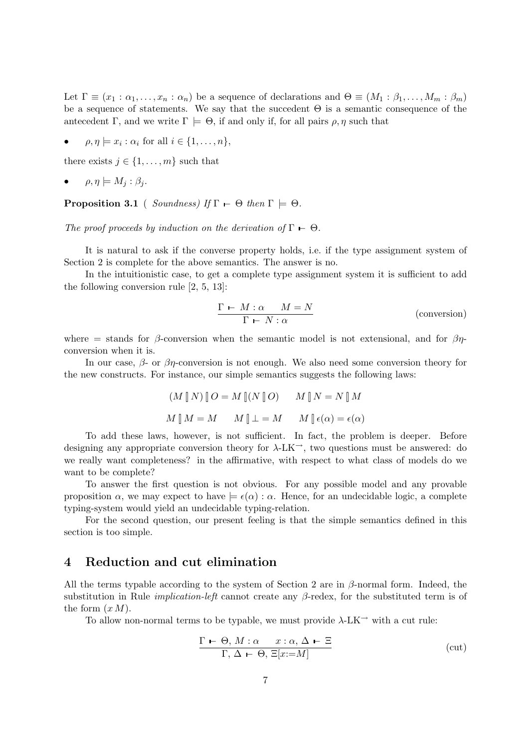Let $\Gamma \equiv (x_1 : \alpha_1, \ldots, x_n : \alpha_n)$ be a sequence of declarations and $\Theta \equiv (M_1 : \beta_1, \ldots, M_m : \beta_m)$ be a sequence of statements. We say that the succedent $\Theta$ is a semantic consequence of the antecedent $\Gamma$, and we write $\Gamma \models \Theta$, if and only if, for all pairs $\rho, \eta$ such that

- $\rho, \eta \models x_i : \alpha_i$ for all $i \in \{1, \ldots, n\}$,

there exists $j \in \{1, \ldots, m\}$ such that

- $\rho, \eta \models M_j : \beta_j$.

**Proposition 3.1** ( *Soundness) If* $\Gamma \vdash \Theta$ *then* $\Gamma \models \Theta$.

*The proof proceeds by induction on the derivation of* $\Gamma \vdash \Theta$.

It is natural to ask if the converse property holds, i.e. if the type assignment system of Section 2 is complete for the above semantics. The answer is no.

In the intuitionistic case, to get a complete type assignment system it is sufficient to add the following conversion rule [2, 5, 13]:

$$\frac{\Gamma \vdash M : \alpha \qquad M = N}{\Gamma \vdash N : \alpha} \qquad \text{(conversion)}$$

where $=$ stands for $\beta$-conversion when the semantic model is not extensional, and for $\beta\eta$-conversion when it is.

In our case, $\beta$- or $\beta\eta$-conversion is not enough. We also need some conversion theory for the new constructs. For instance, our simple semantics suggests the following laws:

$$(M \,[\!]\, N) \,[\!]\, O = M \,[\!]\, (N \,[\!]\, O) \qquad M \,[\!]\, N = N \,[\!]\, M$$

$$M \,[\!]\, M = M \qquad M \,[\!]\, \bot = M \qquad M \,[\!]\, \epsilon(\alpha) = \epsilon(\alpha)$$

To add these laws, however, is not sufficient. In fact, the problem is deeper. Before designing any appropriate conversion theory for $\lambda$-LK$^{\rightarrow}$, two questions must be answered: do we really want completeness? in the affirmative, with respect to what class of models do we want to be complete?

To answer the first question is not obvious. For any possible model and any provable proposition $\alpha$, we may expect to have $\models \epsilon(\alpha) : \alpha$. Hence, for an undecidable logic, a complete typing-system would yield an undecidable typing-relation.

For the second question, our present feeling is that the simple semantics defined in this section is too simple.

## 4 Reduction and cut elimination

All the terms typable according to the system of Section 2 are in $\beta$-normal form. Indeed, the substitution in Rule *implication-left* cannot create any $\beta$-redex, for the substituted term is of the form $(x\, M)$.

To allow non-normal terms to be typable, we must provide $\lambda$-LK$^{\rightarrow}$ with a cut rule:

$$\frac{\Gamma \vdash \Theta,\, M : \alpha \qquad x : \alpha,\, \Delta \vdash \Xi}{\Gamma,\, \Delta \vdash \Theta,\, \Xi[x{:=}M]} \qquad \text{(cut)}$$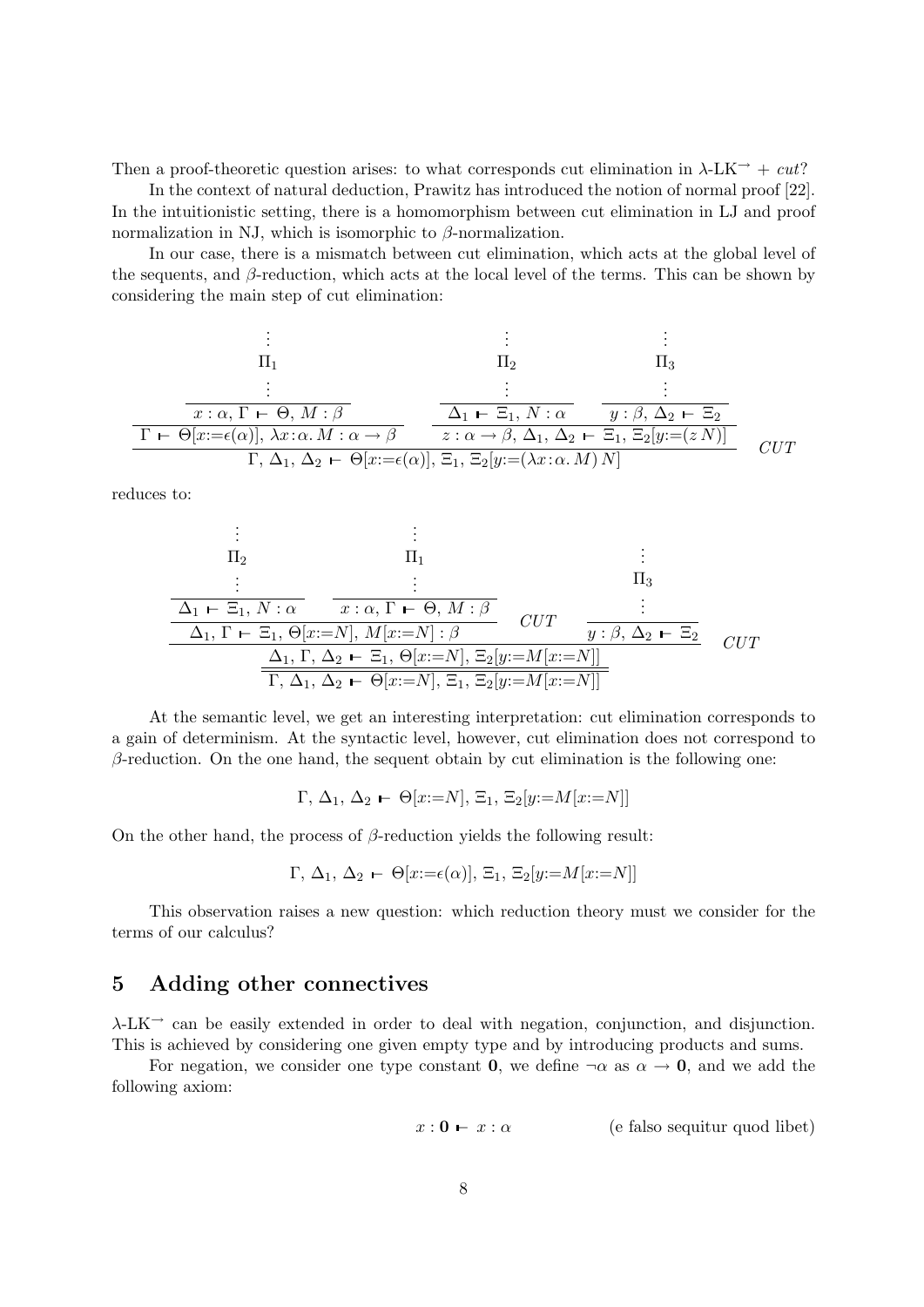Then a proof-theoretic question arises: to what corresponds cut elimination in $\lambda$-LK$^{\rightarrow}$ + *cut*?

In the context of natural deduction, Prawitz has introduced the notion of normal proof [22]. In the intuitionistic setting, there is a homomorphism between cut elimination in LJ and proof normalization in NJ, which is isomorphic to $\beta$-normalization.

In our case, there is a mismatch between cut elimination, which acts at the global level of the sequents, and $\beta$-reduction, which acts at the local level of the terms. This can be shown by considering the main step of cut elimination:

$$\dfrac{\dfrac{\dfrac{\vdots\;\Pi_1\;\vdots}{x:\alpha,\,\Gamma \vdash \Theta,\, M:\beta}}{\Gamma \vdash \Theta[x{:=}\epsilon(\alpha)],\, \lambda x{:}\alpha.\, M : \alpha\rightarrow\beta} \quad \dfrac{\dfrac{\vdots\;\Pi_2\;\vdots}{\Delta_1 \vdash \Xi_1,\, N:\alpha} \quad \dfrac{\vdots\;\Pi_3\;\vdots}{y:\beta,\,\Delta_2 \vdash \Xi_2}}{z:\alpha\rightarrow\beta,\,\Delta_1,\,\Delta_2 \vdash \Xi_1,\,\Xi_2[y{:=}(z\,N)]}}{\Gamma,\,\Delta_1,\,\Delta_2 \vdash \Theta[x{:=}\epsilon(\alpha)],\,\Xi_1,\,\Xi_2[y{:=}(\lambda x{:}\alpha.\,M)\,N]}\;CUT$$

reduces to:

$$\dfrac{\dfrac{\dfrac{\dfrac{\vdots\;\Pi_2\;\vdots}{\Delta_1 \vdash \Xi_1,\, N:\alpha} \quad \dfrac{\vdots\;\Pi_1\;\vdots}{x:\alpha,\,\Gamma \vdash \Theta,\, M:\beta}}{\Delta_1,\,\Gamma \vdash \Xi_1,\,\Theta[x{:=}N],\, M[x{:=}N]:\beta}\;CUT \quad \dfrac{\vdots\;\Pi_3\;\vdots}{y:\beta,\,\Delta_2 \vdash \Xi_2}}{\Delta_1,\,\Gamma,\,\Delta_2 \vdash \Xi_1,\,\Theta[x{:=}N],\,\Xi_2[y{:=}M[x{:=}N]]}\;CUT}{\Gamma,\,\Delta_1,\,\Delta_2 \vdash \Theta[x{:=}N],\,\Xi_1,\,\Xi_2[y{:=}M[x{:=}N]]}$$

At the semantic level, we get an interesting interpretation: cut elimination corresponds to a gain of determinism. At the syntactic level, however, cut elimination does not correspond to $\beta$-reduction. On the one hand, the sequent obtain by cut elimination is the following one:

$$\Gamma,\,\Delta_1,\,\Delta_2 \vdash \Theta[x{:=}N],\,\Xi_1,\,\Xi_2[y{:=}M[x{:=}N]]$$

On the other hand, the process of $\beta$-reduction yields the following result:

$$\Gamma,\,\Delta_1,\,\Delta_2 \vdash \Theta[x{:=}\epsilon(\alpha)],\,\Xi_1,\,\Xi_2[y{:=}M[x{:=}N]]$$

This observation raises a new question: which reduction theory must we consider for the terms of our calculus?

## 5 Adding other connectives

$\lambda$-LK$^{\rightarrow}$ can be easily extended in order to deal with negation, conjunction, and disjunction. This is achieved by considering one given empty type and by introducing products and sums.

For negation, we consider one type constant $\mathbf{0}$, we define $\neg\alpha$ as $\alpha \rightarrow \mathbf{0}$, and we add the following axiom:

$$x:\mathbf{0} \vdash x:\alpha \qquad\qquad \text{(e falso sequitur quod libet)}$$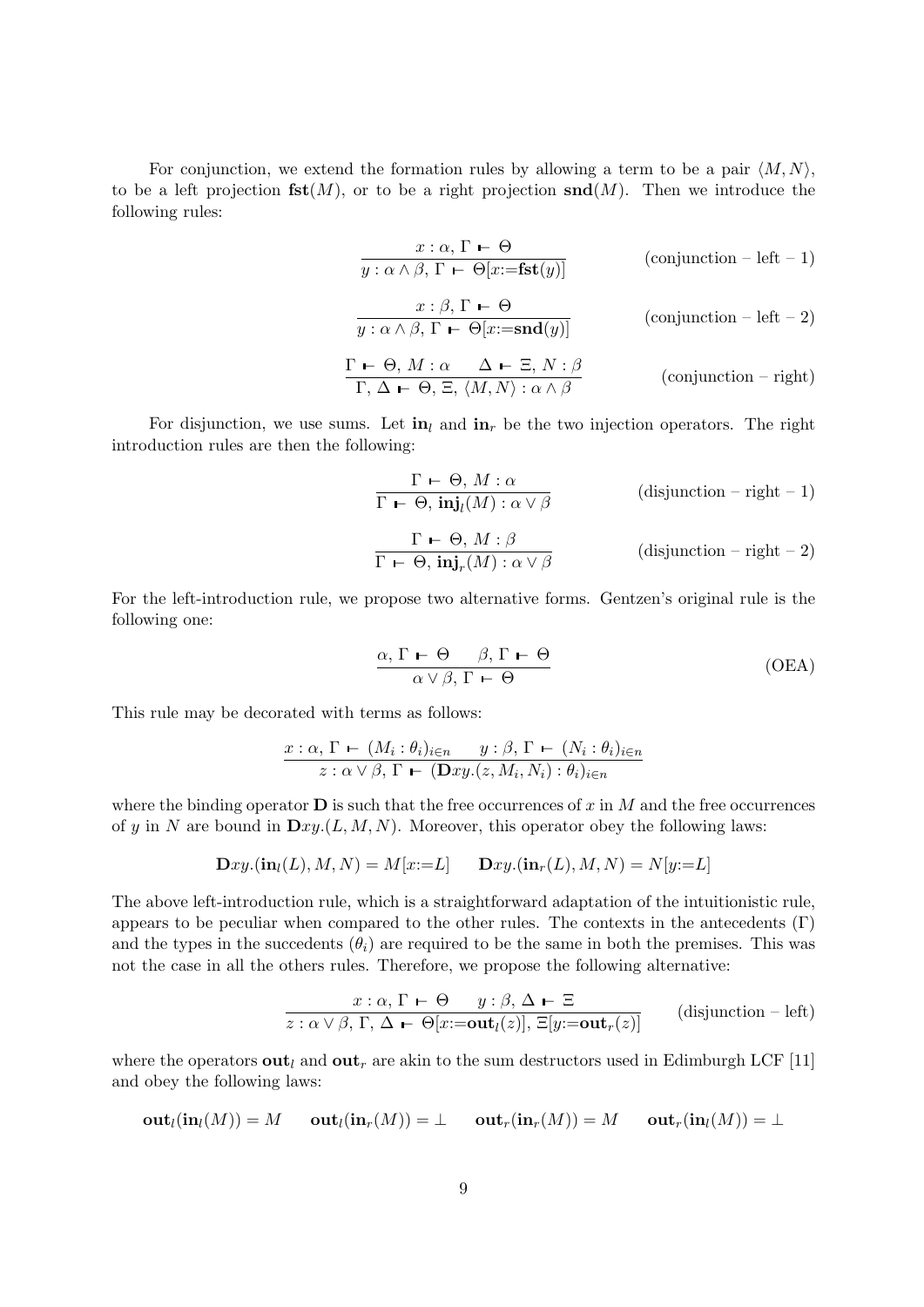For conjunction, we extend the formation rules by allowing a term to be a pair $\langle M, N\rangle$, to be a left projection $\mathbf{fst}(M)$, or to be a right projection $\mathbf{snd}(M)$. Then we introduce the following rules:

$$\frac{x : \alpha,\, \Gamma \vdash \Theta}{y : \alpha \wedge \beta,\, \Gamma \vdash \Theta[x{:=}\mathbf{fst}(y)]} \qquad \text{(conjunction – left – 1)}$$

$$\frac{x : \beta,\, \Gamma \vdash \Theta}{y : \alpha \wedge \beta,\, \Gamma \vdash \Theta[x{:=}\mathbf{snd}(y)]} \qquad \text{(conjunction – left – 2)}$$

$$\frac{\Gamma \vdash \Theta,\, M : \alpha \qquad \Delta \vdash \Xi,\, N : \beta}{\Gamma,\, \Delta \vdash \Theta,\, \Xi,\, \langle M, N\rangle : \alpha \wedge \beta} \qquad \text{(conjunction – right)}$$

For disjunction, we use sums. Let $\mathbf{in}_l$ and $\mathbf{in}_r$ be the two injection operators. The right introduction rules are then the following:

$$\frac{\Gamma \vdash \Theta,\, M : \alpha}{\Gamma \vdash \Theta,\, \mathbf{inj}_l(M) : \alpha \vee \beta} \qquad \text{(disjunction – right – 1)}$$

$$\frac{\Gamma \vdash \Theta,\, M : \beta}{\Gamma \vdash \Theta,\, \mathbf{inj}_r(M) : \alpha \vee \beta} \qquad \text{(disjunction – right – 2)}$$

For the left-introduction rule, we propose two alternative forms. Gentzen's original rule is the following one:

$$\frac{\alpha,\, \Gamma \vdash \Theta \qquad \beta,\, \Gamma \vdash \Theta}{\alpha \vee \beta,\, \Gamma \vdash \Theta} \qquad \text{(OEA)}$$

This rule may be decorated with terms as follows:

$$\frac{x : \alpha,\, \Gamma \vdash (M_i : \theta_i)_{i \in n} \qquad y : \beta,\, \Gamma \vdash (N_i : \theta_i)_{i \in n}}{z : \alpha \vee \beta,\, \Gamma \vdash (\mathbf{D}xy.(z, M_i, N_i) : \theta_i)_{i \in n}}$$

where the binding operator $\mathbf{D}$ is such that the free occurrences of $x$ in $M$ and the free occurrences of $y$ in $N$ are bound in $\mathbf{D}xy.(L, M, N)$. Moreover, this operator obey the following laws:

$$\mathbf{D}xy.(\mathbf{in}_l(L), M, N) = M[x{:=}L] \qquad \mathbf{D}xy.(\mathbf{in}_r(L), M, N) = N[y{:=}L]$$

The above left-introduction rule, which is a straightforward adaptation of the intuitionistic rule, appears to be peculiar when compared to the other rules. The contexts in the antecedents ($\Gamma$) and the types in the succedents ($\theta_i$) are required to be the same in both the premises. This was not the case in all the others rules. Therefore, we propose the following alternative:

$$\frac{x : \alpha,\, \Gamma \vdash \Theta \qquad y : \beta,\, \Delta \vdash \Xi}{z : \alpha \vee \beta,\, \Gamma,\, \Delta \vdash \Theta[x{:=}\mathbf{out}_l(z)],\, \Xi[y{:=}\mathbf{out}_r(z)]} \qquad \text{(disjunction – left)}$$

where the operators $\mathbf{out}_l$ and $\mathbf{out}_r$ are akin to the sum destructors used in Edimburgh LCF [11] and obey the following laws:

$$\mathbf{out}_l(\mathbf{in}_l(M)) = M \qquad \mathbf{out}_l(\mathbf{in}_r(M)) = \bot \qquad \mathbf{out}_r(\mathbf{in}_r(M)) = M \qquad \mathbf{out}_r(\mathbf{in}_l(M)) = \bot$$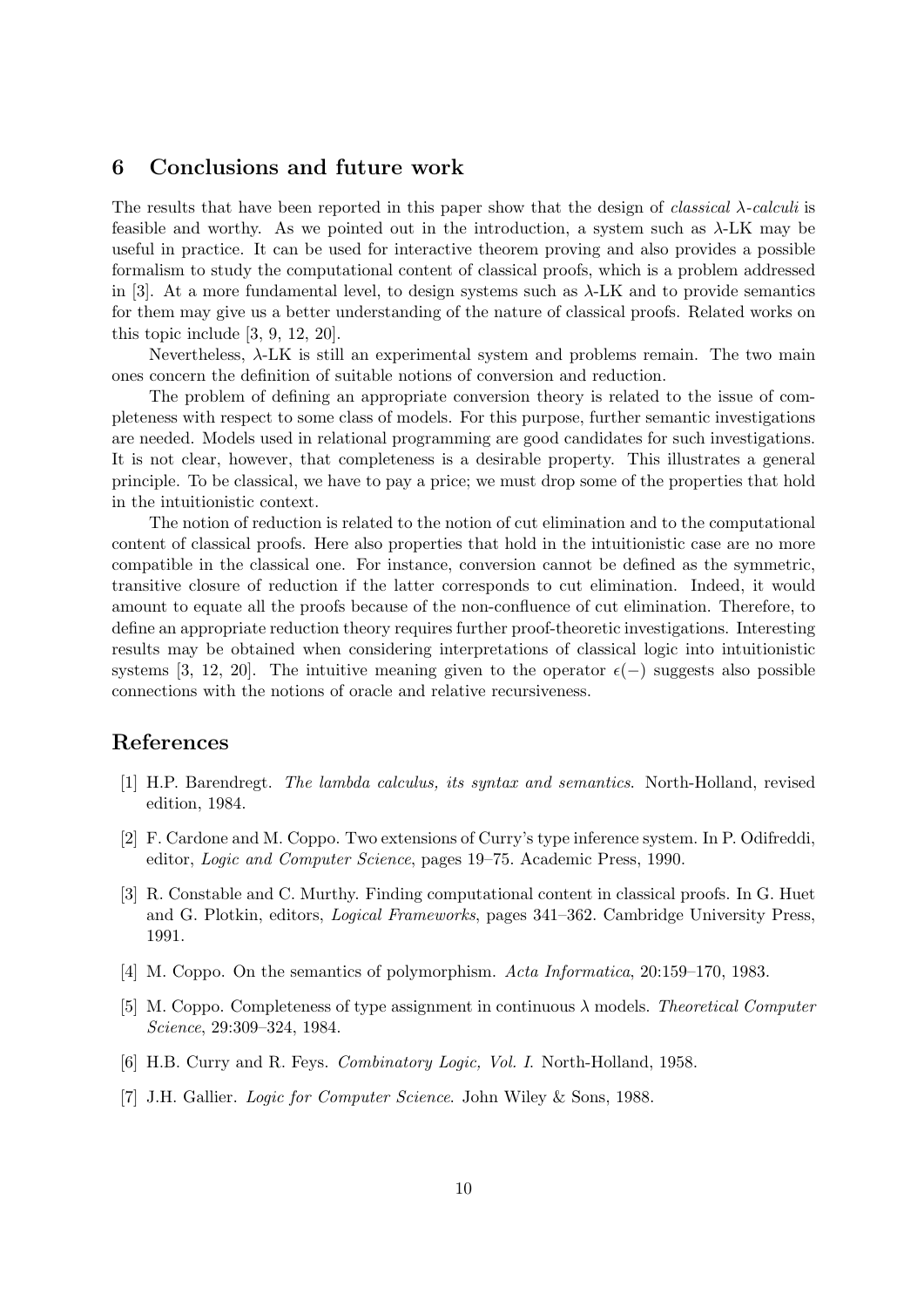## 6 Conclusions and future work

The results that have been reported in this paper show that the design of *classical $\lambda$-calculi* is feasible and worthy. As we pointed out in the introduction, a system such as $\lambda$-LK may be useful in practice. It can be used for interactive theorem proving and also provides a possible formalism to study the computational content of classical proofs, which is a problem addressed in [3]. At a more fundamental level, to design systems such as $\lambda$-LK and to provide semantics for them may give us a better understanding of the nature of classical proofs. Related works on this topic include [3, 9, 12, 20].

Nevertheless, $\lambda$-LK is still an experimental system and problems remain. The two main ones concern the definition of suitable notions of conversion and reduction.

The problem of defining an appropriate conversion theory is related to the issue of completeness with respect to some class of models. For this purpose, further semantic investigations are needed. Models used in relational programming are good candidates for such investigations. It is not clear, however, that completeness is a desirable property. This illustrates a general principle. To be classical, we have to pay a price; we must drop some of the properties that hold in the intuitionistic context.

The notion of reduction is related to the notion of cut elimination and to the computational content of classical proofs. Here also properties that hold in the intuitionistic case are no more compatible in the classical one. For instance, conversion cannot be defined as the symmetric, transitive closure of reduction if the latter corresponds to cut elimination. Indeed, it would amount to equate all the proofs because of the non-confluence of cut elimination. Therefore, to define an appropriate reduction theory requires further proof-theoretic investigations. Interesting results may be obtained when considering interpretations of classical logic into intuitionistic systems [3, 12, 20]. The intuitive meaning given to the operator $\epsilon(-)$ suggests also possible connections with the notions of oracle and relative recursiveness.

## References

[1] H.P. Barendregt. *The lambda calculus, its syntax and semantics*. North-Holland, revised edition, 1984.

[2] F. Cardone and M. Coppo. Two extensions of Curry's type inference system. In P. Odifreddi, editor, *Logic and Computer Science*, pages 19–75. Academic Press, 1990.

[3] R. Constable and C. Murthy. Finding computational content in classical proofs. In G. Huet and G. Plotkin, editors, *Logical Frameworks*, pages 341–362. Cambridge University Press, 1991.

[4] M. Coppo. On the semantics of polymorphism. *Acta Informatica*, 20:159–170, 1983.

[5] M. Coppo. Completeness of type assignment in continuous $\lambda$ models. *Theoretical Computer Science*, 29:309–324, 1984.

[6] H.B. Curry and R. Feys. *Combinatory Logic, Vol. I.* North-Holland, 1958.

[7] J.H. Gallier. *Logic for Computer Science*. John Wiley & Sons, 1988.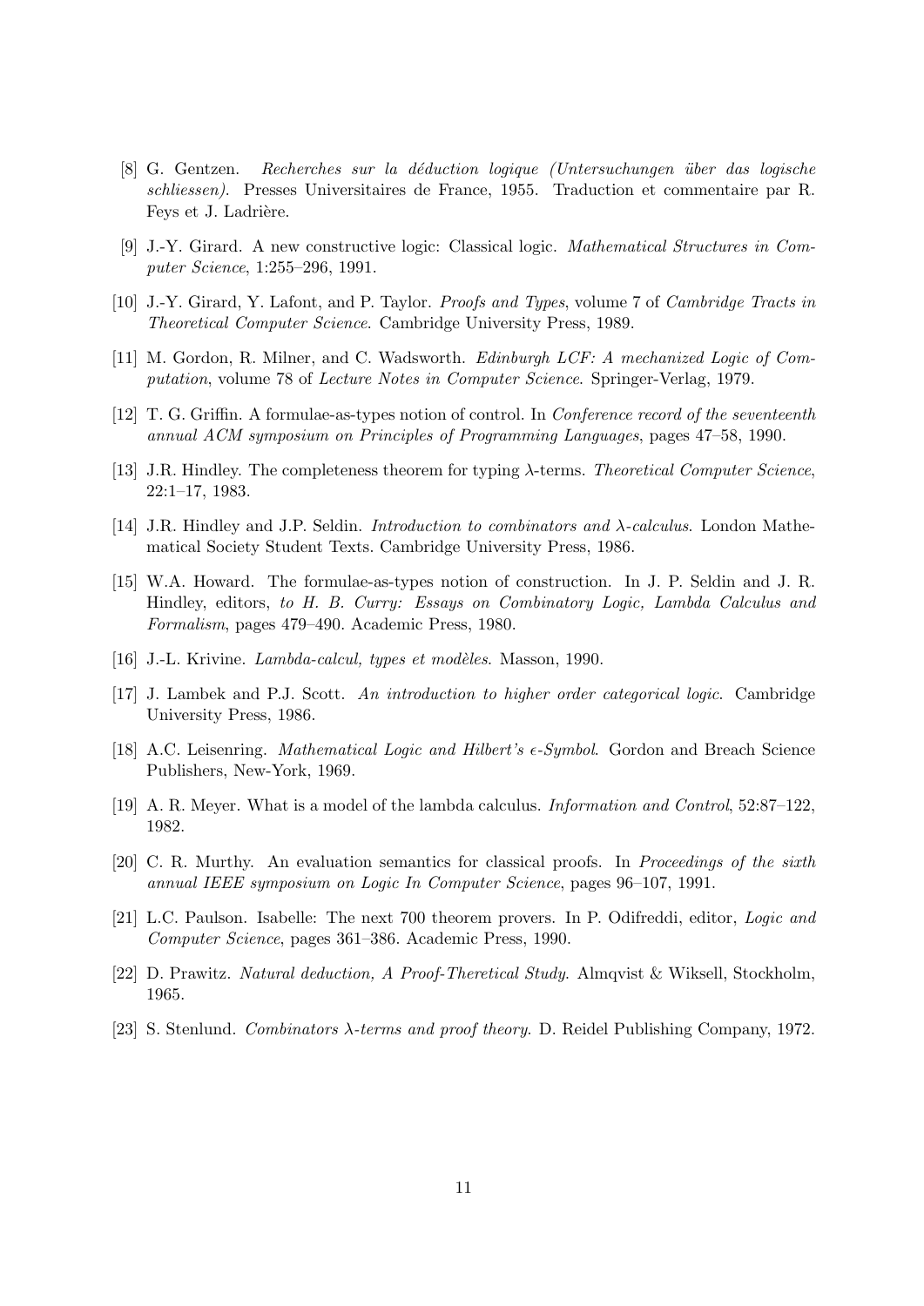[8] G. Gentzen. *Recherches sur la déduction logique (Untersuchungen über das logische schliessen)*. Presses Universitaires de France, 1955. Traduction et commentaire par R. Feys et J. Ladrière.

[9] J.-Y. Girard. A new constructive logic: Classical logic. *Mathematical Structures in Computer Science*, 1:255–296, 1991.

[10] J.-Y. Girard, Y. Lafont, and P. Taylor. *Proofs and Types*, volume 7 of *Cambridge Tracts in Theoretical Computer Science*. Cambridge University Press, 1989.

[11] M. Gordon, R. Milner, and C. Wadsworth. *Edinburgh LCF: A mechanized Logic of Computation*, volume 78 of *Lecture Notes in Computer Science*. Springer-Verlag, 1979.

[12] T. G. Griffin. A formulae-as-types notion of control. In *Conference record of the seventeenth annual ACM symposium on Principles of Programming Languages*, pages 47–58, 1990.

[13] J.R. Hindley. The completeness theorem for typing $\lambda$-terms. *Theoretical Computer Science*, 22:1–17, 1983.

[14] J.R. Hindley and J.P. Seldin. *Introduction to combinators and $\lambda$-calculus*. London Mathematical Society Student Texts. Cambridge University Press, 1986.

[15] W.A. Howard. The formulae-as-types notion of construction. In J. P. Seldin and J. R. Hindley, editors, *to H. B. Curry: Essays on Combinatory Logic, Lambda Calculus and Formalism*, pages 479–490. Academic Press, 1980.

[16] J.-L. Krivine. *Lambda-calcul, types et modèles*. Masson, 1990.

[17] J. Lambek and P.J. Scott. *An introduction to higher order categorical logic*. Cambridge University Press, 1986.

[18] A.C. Leisenring. *Mathematical Logic and Hilbert's $\epsilon$-Symbol*. Gordon and Breach Science Publishers, New-York, 1969.

[19] A. R. Meyer. What is a model of the lambda calculus. *Information and Control*, 52:87–122, 1982.

[20] C. R. Murthy. An evaluation semantics for classical proofs. In *Proceedings of the sixth annual IEEE symposium on Logic In Computer Science*, pages 96–107, 1991.

[21] L.C. Paulson. Isabelle: The next 700 theorem provers. In P. Odifreddi, editor, *Logic and Computer Science*, pages 361–386. Academic Press, 1990.

[22] D. Prawitz. *Natural deduction, A Proof-Theretical Study*. Almqvist & Wiksell, Stockholm, 1965.

[23] S. Stenlund. *Combinators $\lambda$-terms and proof theory*. D. Reidel Publishing Company, 1972.